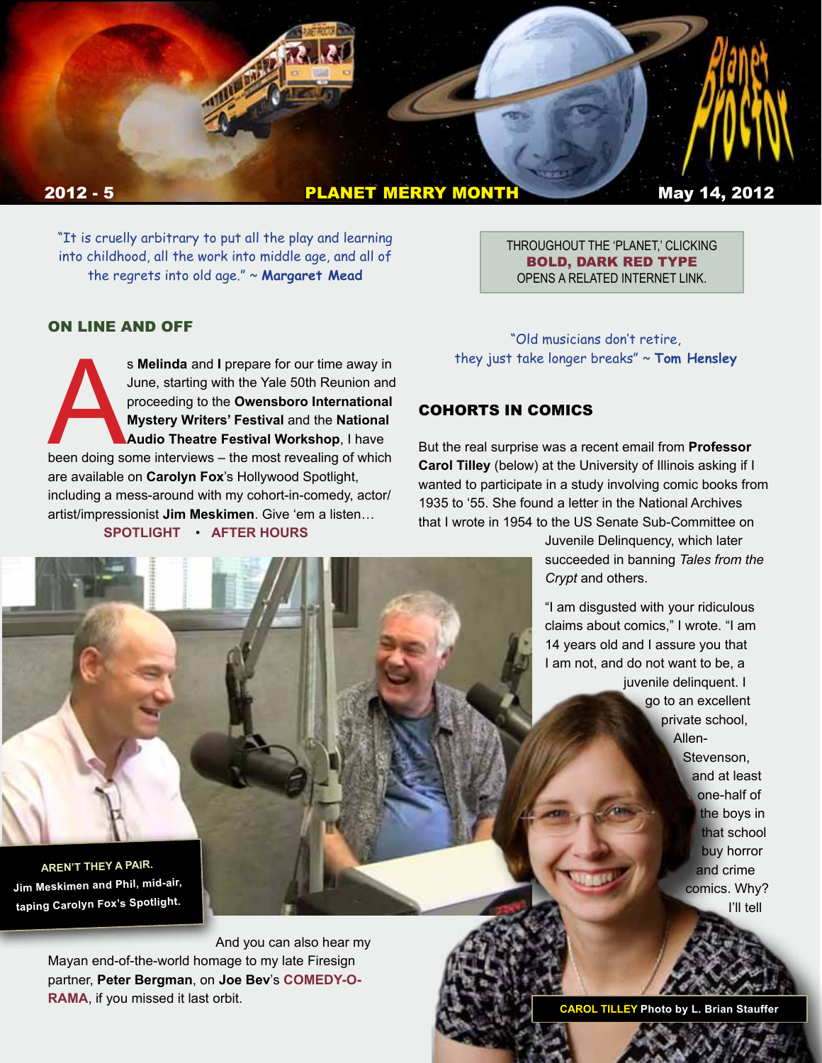**2012 - 5** **PLANET MERRY MONTH** **May 14, 2012**

"It is cruelly arbitrary to put all the play and learning into childhood, all the work into middle age, and all of the regrets into old age." ~ **Margaret Mead**

THROUGHOUT THE 'PLANET,' CLICKING **BOLD, DARK RED TYPE** OPENS A RELATED INTERNET LINK.

## ON LINE AND OFF

As **Melinda** and **I** prepare for our time away in June, starting with the Yale 50th Reunion and proceeding to the **Owensboro International Mystery Writers' Festival** and the **National Audio Theatre Festival Workshop**, I have been doing some interviews – the most revealing of which are available on **Carolyn Fox**'s Hollywood Spotlight, including a mess-around with my cohort-in-comedy, actor/artist/impressionist **Jim Meskimen**. Give 'em a listen…

**SPOTLIGHT** • **AFTER HOURS**

**AREN'T THEY A PAIR.**
**Jim Meskimen and Phil, mid-air, taping Carolyn Fox's Spotlight.**

And you can also hear my Mayan end-of-the-world homage to my late Firesign partner, **Peter Bergman**, on **Joe Bev**'s **COMEDY-O-RAMA**, if you missed it last orbit.

"Old musicians don't retire, they just take longer breaks" ~ **Tom Hensley**

## COHORTS IN COMICS

But the real surprise was a recent email from **Professor Carol Tilley** (below) at the University of Illinois asking if I wanted to participate in a study involving comic books from 1935 to '55. She found a letter in the National Archives that I wrote in 1954 to the US Senate Sub-Committee on Juvenile Delinquency, which later succeeded in banning *Tales from the Crypt* and others.

"I am disgusted with your ridiculous claims about comics," I wrote. "I am 14 years old and I assure you that I am not, and do not want to be, a juvenile delinquent. I go to an excellent private school, Allen-Stevenson, and at least one-half of the boys in that school buy horror and crime comics. Why? I'll tell

**CAROL TILLEY** Photo by L. Brian Stauffer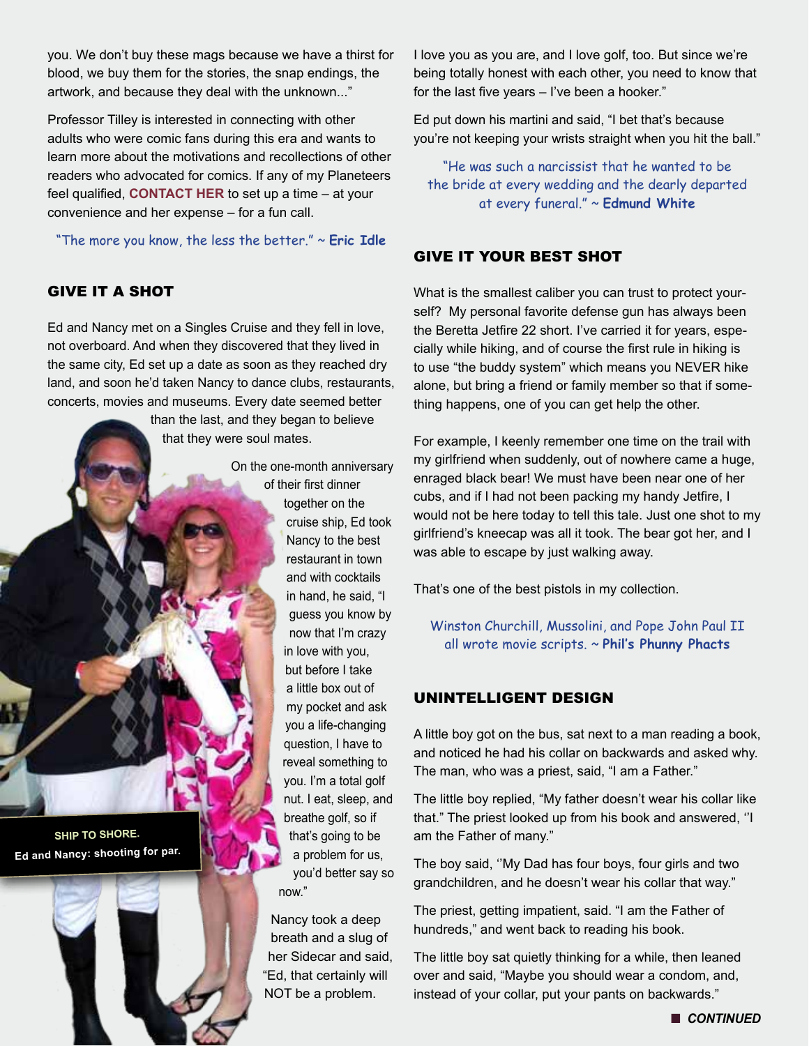you. We don't buy these mags because we have a thirst for blood, we buy them for the stories, the snap endings, the artwork, and because they deal with the unknown..."

Professor Tilley is interested in connecting with other adults who were comic fans during this era and wants to learn more about the motivations and recollections of other readers who advocated for comics. If any of my Planeteers feel qualified, **CONTACT HER** to set up a time – at your convenience and her expense – for a fun call.

"The more you know, the less the better." ~ **Eric Idle**

## GIVE IT A SHOT

Ed and Nancy met on a Singles Cruise and they fell in love, not overboard. And when they discovered that they lived in the same city, Ed set up a date as soon as they reached dry land, and soon he'd taken Nancy to dance clubs, restaurants, concerts, movies and museums. Every date seemed better than the last, and they began to believe that they were soul mates.

On the one-month anniversary of their first dinner together on the cruise ship, Ed took Nancy to the best restaurant in town and with cocktails in hand, he said, "I guess you know by now that I'm crazy in love with you, but before I take a little box out of my pocket and ask you a life-changing question, I have to reveal something to you. I'm a total golf nut. I eat, sleep, and breathe golf, so if that's going to be a problem for us, you'd better say so now."

Nancy took a deep breath and a slug of her Sidecar and said, "Ed, that certainly will NOT be a problem. I love you as you are, and I love golf, too. But since we're being totally honest with each other, you need to know that for the last five years – I've been a hooker."

Ed put down his martini and said, "I bet that's because you're not keeping your wrists straight when you hit the ball."

**SHIP TO SHORE.**
**Ed and Nancy: shooting for par.**

"He was such a narcissist that he wanted to be the bride at every wedding and the dearly departed at every funeral." ~ **Edmund White**

## GIVE IT YOUR BEST SHOT

What is the smallest caliber you can trust to protect yourself? My personal favorite defense gun has always been the Beretta Jetfire 22 short. I've carried it for years, especially while hiking, and of course the first rule in hiking is to use "the buddy system" which means you NEVER hike alone, but bring a friend or family member so that if something happens, one of you can get help the other.

For example, I keenly remember one time on the trail with my girlfriend when suddenly, out of nowhere came a huge, enraged black bear! We must have been near one of her cubs, and if I had not been packing my handy Jetfire, I would not be here today to tell this tale. Just one shot to my girlfriend's kneecap was all it took. The bear got her, and I was able to escape by just walking away.

That's one of the best pistols in my collection.

Winston Churchill, Mussolini, and Pope John Paul II all wrote movie scripts. ~ **Phil's Phunny Phacts**

## UNINTELLIGENT DESIGN

A little boy got on the bus, sat next to a man reading a book, and noticed he had his collar on backwards and asked why. The man, who was a priest, said, "I am a Father."

The little boy replied, "My father doesn't wear his collar like that." The priest looked up from his book and answered, ''I am the Father of many."

The boy said, ''My Dad has four boys, four girls and two grandchildren, and he doesn't wear his collar that way."

The priest, getting impatient, said. "I am the Father of hundreds," and went back to reading his book.

The little boy sat quietly thinking for a while, then leaned over and said, "Maybe you should wear a condom, and, instead of your collar, put your pants on backwards."

***CONTINUED***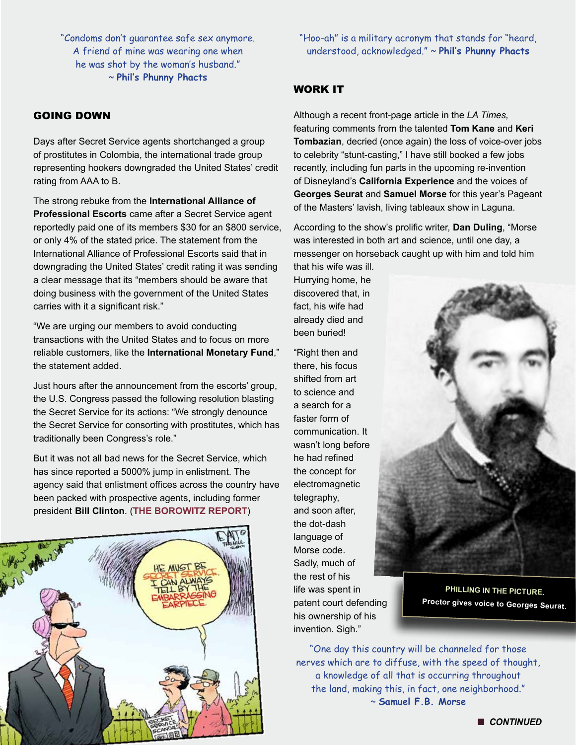"Condoms don't guarantee safe sex anymore. A friend of mine was wearing one when he was shot by the woman's husband." ~ **Phil's Phunny Phacts**

## GOING DOWN

Days after Secret Service agents shortchanged a group of prostitutes in Colombia, the international trade group representing hookers downgraded the United States' credit rating from AAA to B.

The strong rebuke from the **International Alliance of Professional Escorts** came after a Secret Service agent reportedly paid one of its members $30 for an $800 service, or only 4% of the stated price. The statement from the International Alliance of Professional Escorts said that in downgrading the United States' credit rating it was sending a clear message that its "members should be aware that doing business with the government of the United States carries with it a significant risk."

"We are urging our members to avoid conducting transactions with the United States and to focus on more reliable customers, like the **International Monetary Fund**," the statement added.

Just hours after the announcement from the escorts' group, the U.S. Congress passed the following resolution blasting the Secret Service for its actions: "We strongly denounce the Secret Service for consorting with prostitutes, which has traditionally been Congress's role."

But it was not all bad news for the Secret Service, which has since reported a 5000% jump in enlistment. The agency said that enlistment offices across the country have been packed with prospective agents, including former president **Bill Clinton**. (**THE BOROWITZ REPORT**)

"Hoo-ah" is a military acronym that stands for "heard, understood, acknowledged." ~ **Phil's Phunny Phacts**

## WORK IT

Although a recent front-page article in the *LA Times,* featuring comments from the talented **Tom Kane** and **Keri Tombazian**, decried (once again) the loss of voice-over jobs to celebrity "stunt-casting," I have still booked a few jobs recently, including fun parts in the upcoming re-invention of Disneyland's **California Experience** and the voices of **Georges Seurat** and **Samuel Morse** for this year's Pageant of the Masters' lavish, living tableaux show in Laguna.

According to the show's prolific writer, **Dan Duling**, "Morse was interested in both art and science, until one day, a messenger on horseback caught up with him and told him that his wife was ill. Hurrying home, he discovered that, in fact, his wife had already died and been buried!

"Right then and there, his focus shifted from art to science and a search for a faster form of communication. It wasn't long before he had refined the concept for electromagnetic telegraphy, and soon after, the dot-dash language of Morse code. Sadly, much of the rest of his life was spent in patent court defending his ownership of his invention. Sigh."

**PHILLING IN THE PICTURE.**
**Proctor gives voice to Georges Seurat.**

"One day this country will be channeled for those nerves which are to diffuse, with the speed of thought, a knowledge of all that is occurring throughout the land, making this, in fact, one neighborhood." ~ **Samuel F.B. Morse**

■ ***CONTINUED***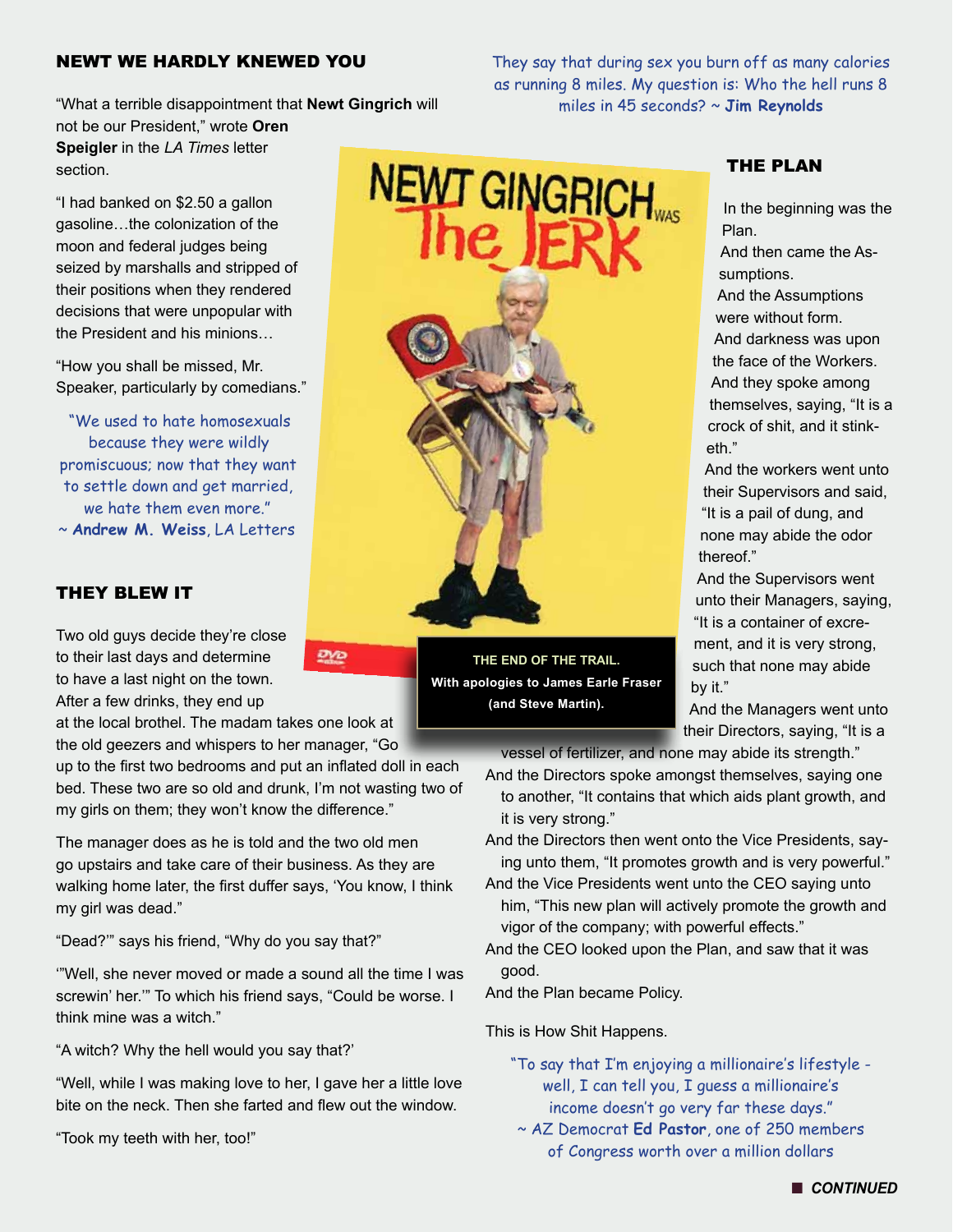## NEWT WE HARDLY KNEWED YOU

"What a terrible disappointment that **Newt Gingrich** will not be our President," wrote **Oren Speigler** in the *LA Times* letter section.

"I had banked on $2.50 a gallon gasoline…the colonization of the moon and federal judges being seized by marshalls and stripped of their positions when they rendered decisions that were unpopular with the President and his minions…

"How you shall be missed, Mr. Speaker, particularly by comedians."

"We used to hate homosexuals because they were wildly promiscuous; now that they want to settle down and get married, we hate them even more."
~ **Andrew M. Weiss**, LA Letters

## THEY BLEW IT

Two old guys decide they're close to their last days and determine to have a last night on the town. After a few drinks, they end up at the local brothel. The madam takes one look at the old geezers and whispers to her manager, "Go up to the first two bedrooms and put an inflated doll in each bed. These two are so old and drunk, I'm not wasting two of my girls on them; they won't know the difference."

The manager does as he is told and the two old men go upstairs and take care of their business. As they are walking home later, the first duffer says, 'You know, I think my girl was dead."

"Dead?'" says his friend, "Why do you say that?"

'"Well, she never moved or made a sound all the time I was screwin' her.'" To which his friend says, "Could be worse. I think mine was a witch."

"A witch? Why the hell would you say that?'

"Well, while I was making love to her, I gave her a little love bite on the neck. Then she farted and flew out the window.

"Took my teeth with her, too!"

They say that during sex you burn off as many calories as running 8 miles. My question is: Who the hell runs 8 miles in 45 seconds? ~ **Jim Reynolds**

NEWT GINGRICH WAS The JERK

**THE END OF THE TRAIL.**
**With apologies to James Earle Fraser (and Steve Martin).**

## THE PLAN

In the beginning was the Plan.

And then came the Assumptions.

And the Assumptions were without form.

And darkness was upon the face of the Workers.

And they spoke among themselves, saying, "It is a crock of shit, and it stinketh."

And the workers went unto their Supervisors and said, "It is a pail of dung, and none may abide the odor thereof."

And the Supervisors went unto their Managers, saying, "It is a container of excrement, and it is very strong, such that none may abide by it."

And the Managers went unto their Directors, saying, "It is a vessel of fertilizer, and none may abide its strength."

And the Directors spoke amongst themselves, saying one to another, "It contains that which aids plant growth, and it is very strong."

And the Directors then went onto the Vice Presidents, saying unto them, "It promotes growth and is very powerful."

And the Vice Presidents went unto the CEO saying unto him, "This new plan will actively promote the growth and vigor of the company; with powerful effects."

And the CEO looked upon the Plan, and saw that it was good.

And the Plan became Policy.

This is How Shit Happens.

"To say that I'm enjoying a millionaire's lifestyle - well, I can tell you, I guess a millionaire's income doesn't go very far these days."
~ AZ Democrat **Ed Pastor**, one of 250 members of Congress worth over a million dollars

■ ***CONTINUED***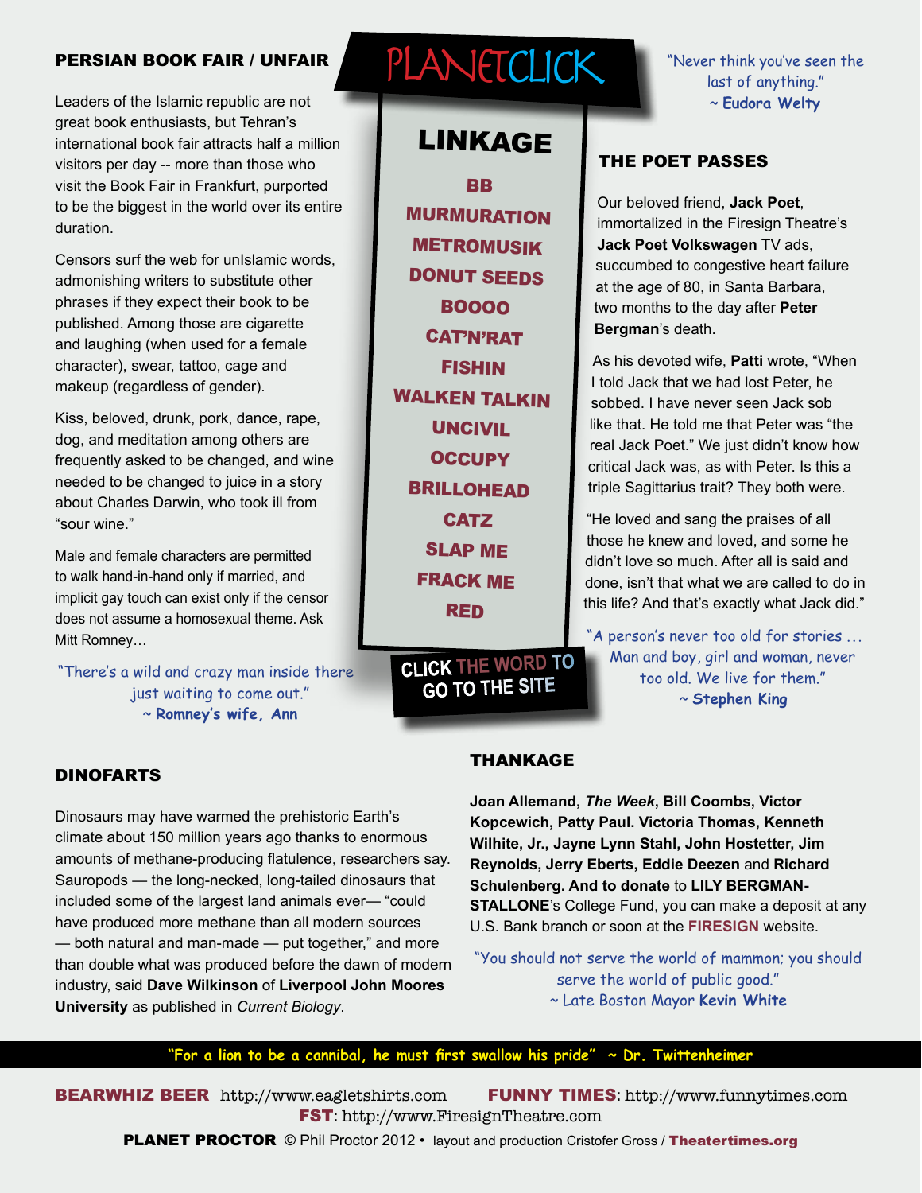## PERSIAN BOOK FAIR / UNFAIR

Leaders of the Islamic republic are not great book enthusiasts, but Tehran's international book fair attracts half a million visitors per day -- more than those who visit the Book Fair in Frankfurt, purported to be the biggest in the world over its entire duration.

Censors surf the web for unIslamic words, admonishing writers to substitute other phrases if they expect their book to be published. Among those are cigarette and laughing (when used for a female character), swear, tattoo, cage and makeup (regardless of gender).

Kiss, beloved, drunk, pork, dance, rape, dog, and meditation among others are frequently asked to be changed, and wine needed to be changed to juice in a story about Charles Darwin, who took ill from "sour wine."

Male and female characters are permitted to walk hand-in-hand only if married, and implicit gay touch can exist only if the censor does not assume a homosexual theme. Ask Mitt Romney…

"There's a wild and crazy man inside there just waiting to come out."
~ **Romney's wife, Ann**

# PLANETCLICK

## LINKAGE

**BB**
**MURMURATION**
**METROMUSIK**
**DONUT SEEDS**
**BOOOO**
**CAT'N'RAT**
**FISHIN**
**WALKEN TALKIN**
**UNCIVIL**
**OCCUPY**
**BRILLOHEAD**
**CATZ**
**SLAP ME**
**FRACK ME**
**RED**

**CLICK THE WORD TO GO TO THE SITE**

"Never think you've seen the last of anything."
~ **Eudora Welty**

## THE POET PASSES

Our beloved friend, **Jack Poet**, immortalized in the Firesign Theatre's **Jack Poet Volkswagen** TV ads, succumbed to congestive heart failure at the age of 80, in Santa Barbara, two months to the day after **Peter Bergman**'s death.

As his devoted wife, **Patti** wrote, "When I told Jack that we had lost Peter, he sobbed. I have never seen Jack sob like that. He told me that Peter was "the real Jack Poet." We just didn't know how critical Jack was, as with Peter. Is this a triple Sagittarius trait? They both were.

"He loved and sang the praises of all those he knew and loved, and some he didn't love so much. After all is said and done, isn't that what we are called to do in this life? And that's exactly what Jack did."

"A person's never too old for stories … Man and boy, girl and woman, never too old. We live for them."
~ **Stephen King**

## DINOFARTS

Dinosaurs may have warmed the prehistoric Earth's climate about 150 million years ago thanks to enormous amounts of methane-producing flatulence, researchers say. Sauropods — the long-necked, long-tailed dinosaurs that included some of the largest land animals ever— "could have produced more methane than all modern sources — both natural and man-made — put together," and more than double what was produced before the dawn of modern industry, said **Dave Wilkinson** of **Liverpool John Moores University** as published in *Current Biology*.

## THANKAGE

**Joan Allemand, *The Week*, Bill Coombs, Victor Kopcewich, Patty Paul. Victoria Thomas, Kenneth Wilhite, Jr., Jayne Lynn Stahl, John Hostetter, Jim Reynolds, Jerry Eberts, Eddie Deezen** and **Richard Schulenberg. And to donate** to **LILY BERGMAN-STALLONE**'s College Fund, you can make a deposit at any U.S. Bank branch or soon at the **FIRESIGN** website.

"You should not serve the world of mammon; you should serve the world of public good."
~ Late Boston Mayor **Kevin White**

**"For a lion to be a cannibal, he must first swallow his pride" ~ Dr. Twittenheimer**

**BEARWHIZ BEER** http://www.eagletshirts.com **FUNNY TIMES**: http://www.funnytimes.com
**FST:** http://www.FiresignTheatre.com

**PLANET PROCTOR** © Phil Proctor 2012 • layout and production Cristofer Gross / **Theatertimes.org**